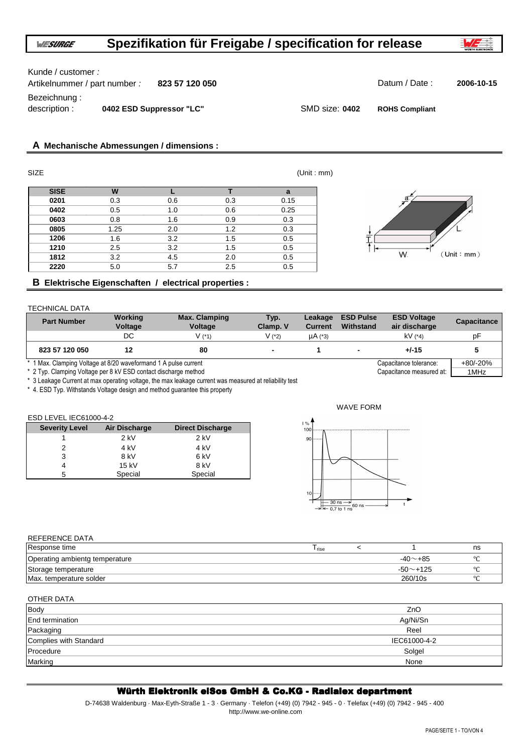# Spezifikation für Freigabe / specification for release

Kunde / customer :

Artikelnummer / part number : **823 57 120 050**

Datum / Date : **2006-10-15**

Bezeichnung :

description : **0402 ESD Suppressor "LC"**

SMD size: **0402** **ROHS Compliant**

## A Mechanische Abmessungen / dimensions :

SIZE (Unit : mm)

| SISE | W | L | T | a |
|---|---|---|---|---|
| **0201** | 0.3 | 0.6 | 0.3 | 0.15 |
| **0402** | 0.5 | 1.0 | 0.6 | 0.25 |
| **0603** | 0.8 | 1.6 | 0.9 | 0.3 |
| **0805** | 1.25 | 2.0 | 1.2 | 0.3 |
| **1206** | 1.6 | 3.2 | 1.5 | 0.5 |
| **1210** | 2.5 | 3.2 | 1.5 | 0.5 |
| **1812** | 3.2 | 4.5 | 2.0 | 0.5 |
| **2220** | 5.0 | 5.7 | 2.5 | 0.5 |

## B Elektrische Eigenschaften / electrical properties :

TECHNICAL DATA

| Part Number | Working Voltage | Max. Clamping Voltage | Typ. Clamp. V | Leakage Current | ESD Pulse Withstand | ESD Voltage air discharge | Capacitance |
|---|---|---|---|---|---|---|---|
| | DC | V (*1) | V (*2) | μA (*3) | | kV (*4) | pF |
| **823 57 120 050** | **12** | **80** | **-** | **1** | **-** | **+/-15** | **5** |

\* 1 Max. Clamping Voltage at 8/20 waveformand 1 A pulse current

\* 2 Typ. Clamping Voltage per 8 kV ESD contact discharge method

\* 3 Leakage Current at max operating voltage, the max leakage current was measured at reliability test

\* 4. ESD Typ. Withstands Voltage design and method guarantee this property

| Capacitance tolerance: | +80/-20% |
|---|---|
| Capacitance measured at: | 1MHz |

ESD LEVEL IEC61000-4-2

| Severity Level | Air Discharge | Direct Discharge |
|---|---|---|
| 1 | 2 kV | 2 kV |
| 2 | 4 kV | 4 kV |
| 3 | 8 kV | 6 kV |
| 4 | 15 kV | 8 kV |
| 5 | Special | Special |

WAVE FORM

REFERENCE DATA

| | | | | |
|---|---|---|---|---|
| Response time | $T_{rise}$ | < | 1 | ns |
| Operating ambientg temperature | | | -40～+85 | ℃ |
| Storage temperature | | | -50～+125 | ℃ |
| Max. temperature solder | | | 260/10s | ℃ |

OTHER DATA

| | |
|---|---|
| Body | ZnO |
| End termination | Ag/Ni/Sn |
| Packaging | Reel |
| Complies with Standard | IEC61000-4-2 |
| Procedure | Solgel |
| Marking | None |

**Würth Elektronik eiSos GmbH & Co.KG - Radialex department**

D-74638 Waldenburg · Max-Eyth-Straße 1 - 3 · Germany · Telefon (+49) (0) 7942 - 945 - 0 · Telefax (+49) (0) 7942 - 945 - 400

http://www.we-online.com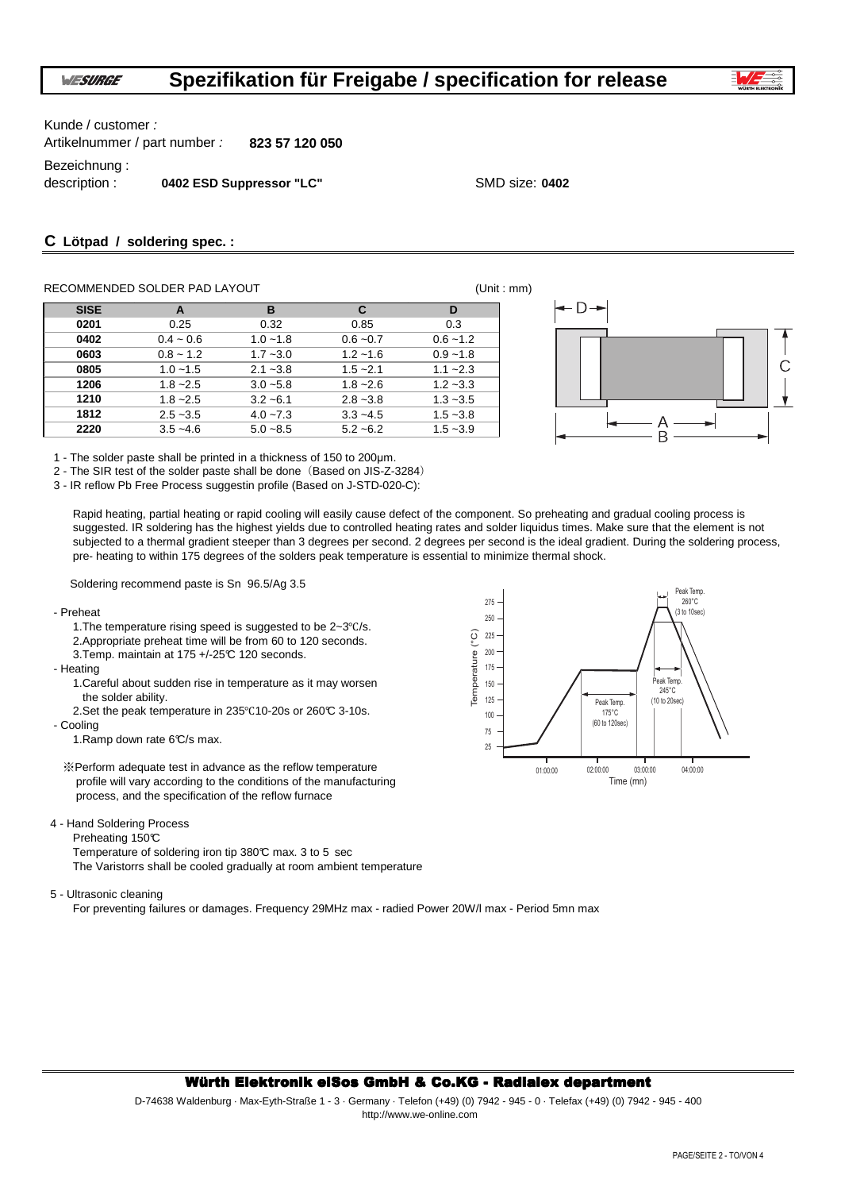# Spezifikation für Freigabe / specification for release

Kunde / customer :

Artikelnummer / part number : **823 57 120 050**

Bezeichnung :

description : **0402 ESD Suppressor "LC"** SMD size: **0402**

## C Lötpad / soldering spec. :

RECOMMENDED SOLDER PAD LAYOUT (Unit : mm)

| SISE | A | B | C | D |
|---|---|---|---|---|
| 0201 | 0.25 | 0.32 | 0.85 | 0.3 |
| 0402 | 0.4 ~ 0.6 | 1.0 ~1.8 | 0.6 ~0.7 | 0.6 ~1.2 |
| 0603 | 0.8 ~ 1.2 | 1.7 ~3.0 | 1.2 ~1.6 | 0.9 ~1.8 |
| 0805 | 1.0 ~1.5 | 2.1 ~3.8 | 1.5 ~2.1 | 1.1 ~2.3 |
| 1206 | 1.8 ~2.5 | 3.0 ~5.8 | 1.8 ~2.6 | 1.2 ~3.3 |
| 1210 | 1.8 ~2.5 | 3.2 ~6.1 | 2.8 ~3.8 | 1.3 ~3.5 |
| 1812 | 2.5 ~3.5 | 4.0 ~7.3 | 3.3 ~4.5 | 1.5 ~3.8 |
| 2220 | 3.5 ~4.6 | 5.0 ~8.5 | 5.2 ~6.2 | 1.5 ~3.9 |

1 - The solder paste shall be printed in a thickness of 150 to 200µm.

2 - The SIR test of the solder paste shall be done（Based on JIS-Z-3284）

3 - IR reflow Pb Free Process suggestin profile (Based on J-STD-020-C):

Rapid heating, partial heating or rapid cooling will easily cause defect of the component. So preheating and gradual cooling process is suggested. IR soldering has the highest yields due to controlled heating rates and solder liquidus times. Make sure that the element is not subjected to a thermal gradient steeper than 3 degrees per second. 2 degrees per second is the ideal gradient. During the soldering process, pre- heating to within 175 degrees of the solders peak temperature is essential to minimize thermal shock.

Soldering recommend paste is Sn 96.5/Ag 3.5

- Preheat
  1. The temperature rising speed is suggested to be 2~3℃/s.
  2. Appropriate preheat time will be from 60 to 120 seconds.
  3. Temp. maintain at 175 +/-25℃ 120 seconds.
- Heating
  1. Careful about sudden rise in temperature as it may worsen the solder ability.
  2. Set the peak temperature in 235℃10-20s or 260℃ 3-10s.
- Cooling
  1. Ramp down rate 6℃/s max.

※Perform adequate test in advance as the reflow temperature profile will vary according to the conditions of the manufacturing process, and the specification of the reflow furnace

4 - Hand Soldering Process

Preheating 150℃

Temperature of soldering iron tip 380℃ max. 3 to 5 sec

The Varistorrs shall be cooled gradually at room ambient temperature

5 - Ultrasonic cleaning

For preventing failures or damages. Frequency 29MHz max - radied Power 20W/l max - Period 5mn max

**Würth Elektronik eiSos GmbH & Co.KG - Radialex department**

D-74638 Waldenburg · Max-Eyth-Straße 1 - 3 · Germany · Telefon (+49) (0) 7942 - 945 - 0 · Telefax (+49) (0) 7942 - 945 - 400

http://www.we-online.com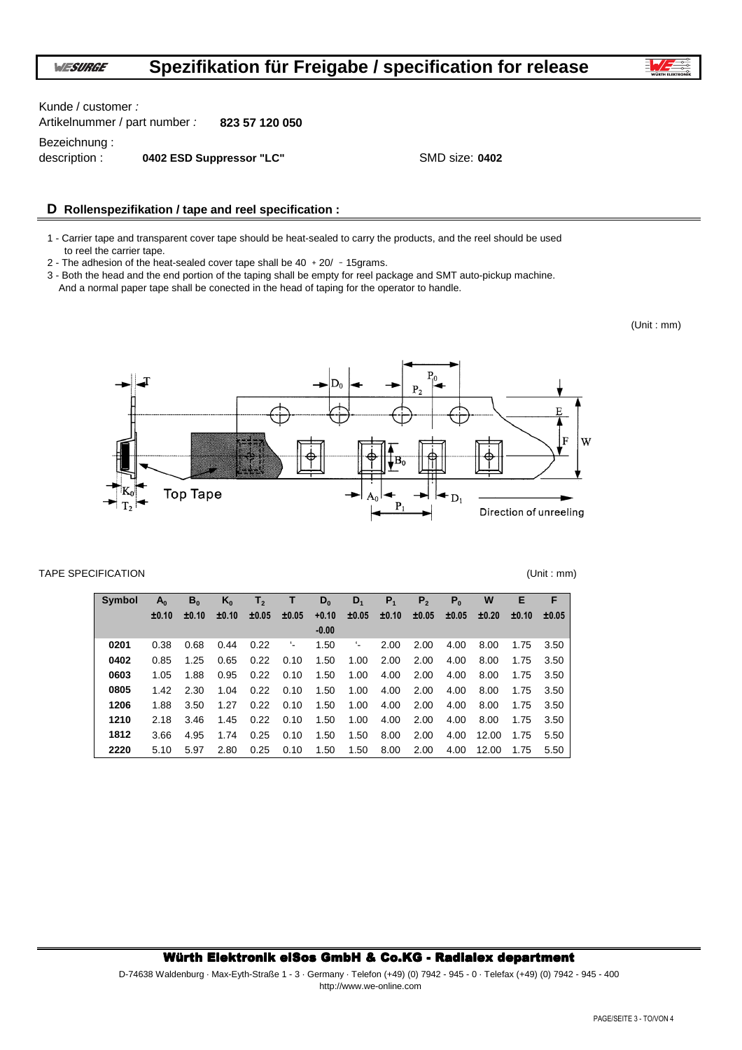Kunde / customer :

Artikelnummer / part number : **823 57 120 050**

Bezeichnung :

description : **0402 ESD Suppressor "LC"** SMD size: **0402**

## D Rollenspezifikation / tape and reel specification :

1 - Carrier tape and transparent cover tape should be heat-sealed to carry the products, and the reel should be used to reel the carrier tape.

2 - The adhesion of the heat-sealed cover tape shall be 40 + 20/ - 15grams.

3 - Both the head and the end portion of the taping shall be empty for reel package and SMT auto-pickup machine. And a normal paper tape shall be conected in the head of taping for the operator to handle.

(Unit : mm)

TAPE SPECIFICATION (Unit : mm)

| Symbol | $A_0$ ±0.10 | $B_0$ ±0.10 | $K_0$ ±0.10 | $T_2$ ±0.05 | T ±0.05 | $D_0$ +0.10 -0.00 | $D_1$ ±0.05 | $P_1$ ±0.10 | $P_2$ ±0.05 | $P_0$ ±0.05 | W ±0.20 | E ±0.10 | F ±0.05 |
|---|---|---|---|---|---|---|---|---|---|---|---|---|---|
| 0201 | 0.38 | 0.68 | 0.44 | 0.22 | '- | 1.50 | '- | 2.00 | 2.00 | 4.00 | 8.00 | 1.75 | 3.50 |
| 0402 | 0.85 | 1.25 | 0.65 | 0.22 | 0.10 | 1.50 | 1.00 | 2.00 | 2.00 | 4.00 | 8.00 | 1.75 | 3.50 |
| 0603 | 1.05 | 1.88 | 0.95 | 0.22 | 0.10 | 1.50 | 1.00 | 4.00 | 2.00 | 4.00 | 8.00 | 1.75 | 3.50 |
| 0805 | 1.42 | 2.30 | 1.04 | 0.22 | 0.10 | 1.50 | 1.00 | 4.00 | 2.00 | 4.00 | 8.00 | 1.75 | 3.50 |
| 1206 | 1.88 | 3.50 | 1.27 | 0.22 | 0.10 | 1.50 | 1.00 | 4.00 | 2.00 | 4.00 | 8.00 | 1.75 | 3.50 |
| 1210 | 2.18 | 3.46 | 1.45 | 0.22 | 0.10 | 1.50 | 1.00 | 4.00 | 2.00 | 4.00 | 8.00 | 1.75 | 3.50 |
| 1812 | 3.66 | 4.95 | 1.74 | 0.25 | 0.10 | 1.50 | 1.50 | 8.00 | 2.00 | 4.00 | 12.00 | 1.75 | 5.50 |
| 2220 | 5.10 | 5.97 | 2.80 | 0.25 | 0.10 | 1.50 | 1.50 | 8.00 | 2.00 | 4.00 | 12.00 | 1.75 | 5.50 |

**Würth Elektronik eiSos GmbH & Co.KG - Radialex department**

D-74638 Waldenburg · Max-Eyth-Straße 1 - 3 · Germany · Telefon (+49) (0) 7942 - 945 - 0 · Telefax (+49) (0) 7942 - 945 - 400
http://www.we-online.com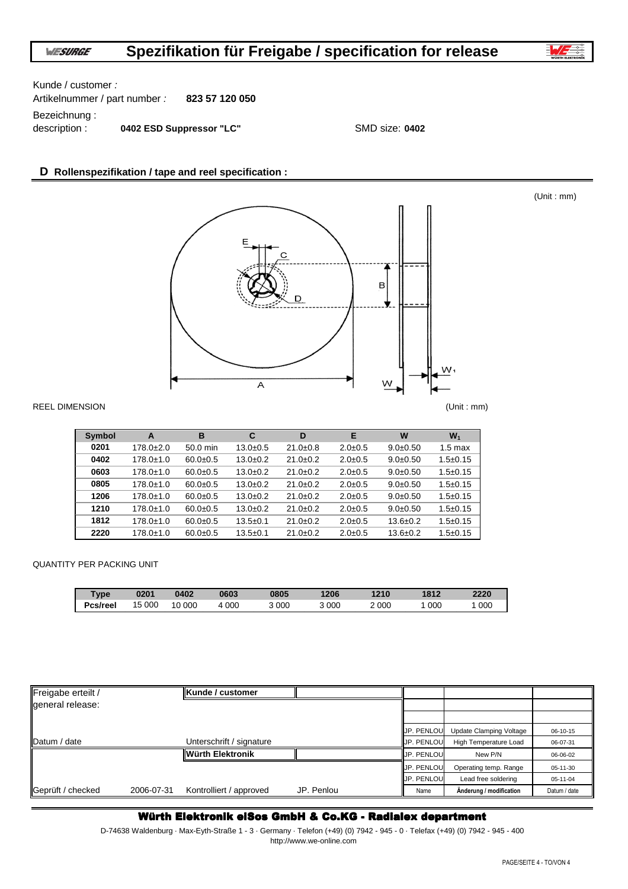# Spezifikation für Freigabe / specification for release

Kunde / customer :

Artikelnummer / part number : **823 57 120 050**

Bezeichnung :

description : **0402 ESD Suppressor "LC"** SMD size: **0402**

## D Rollenspezifikation / tape and reel specification :

(Unit : mm)

E
C
B
D
A
W
$W_1$

REEL DIMENSION (Unit : mm)

| Symbol | A | B | C | D | E | W | $W_1$ |
|---|---|---|---|---|---|---|---|
| **0201** | 178.0±2.0 | 50.0 min | 13.0±0.5 | 21.0±0.8 | 2.0±0.5 | 9.0±0.50 | 1.5 max |
| **0402** | 178.0±1.0 | 60.0±0.5 | 13.0±0.2 | 21.0±0.2 | 2.0±0.5 | 9.0±0.50 | 1.5±0.15 |
| **0603** | 178.0±1.0 | 60.0±0.5 | 13.0±0.2 | 21.0±0.2 | 2.0±0.5 | 9.0±0.50 | 1.5±0.15 |
| **0805** | 178.0±1.0 | 60.0±0.5 | 13.0±0.2 | 21.0±0.2 | 2.0±0.5 | 9.0±0.50 | 1.5±0.15 |
| **1206** | 178.0±1.0 | 60.0±0.5 | 13.0±0.2 | 21.0±0.2 | 2.0±0.5 | 9.0±0.50 | 1.5±0.15 |
| **1210** | 178.0±1.0 | 60.0±0.5 | 13.0±0.2 | 21.0±0.2 | 2.0±0.5 | 9.0±0.50 | 1.5±0.15 |
| **1812** | 178.0±1.0 | 60.0±0.5 | 13.5±0.1 | 21.0±0.2 | 2.0±0.5 | 13.6±0.2 | 1.5±0.15 |
| **2220** | 178.0±1.0 | 60.0±0.5 | 13.5±0.1 | 21.0±0.2 | 2.0±0.5 | 13.6±0.2 | 1.5±0.15 |

QUANTITY PER PACKING UNIT

| Type | 0201 | 0402 | 0603 | 0805 | 1206 | 1210 | 1812 | 2220 |
|---|---|---|---|---|---|---|---|---|
| **Pcs/reel** | 15 000 | 10 000 | 4 000 | 3 000 | 3 000 | 2 000 | 1 000 | 1 000 |

| | | | | | | |
|---|---|---|---|---|---|---|
| Freigabe erteilt / general release: | | **Kunde / customer** | | | | |
| | | | | JP. PENLOU | Update Clamping Voltage | 06-10-15 |
| Datum / date | | Unterschrift / signature | | JP. PENLOU | High Temperature Load | 06-07-31 |
| | | **Würth Elektronik** | | JP. PENLOU | New P/N | 06-06-02 |
| | | | | JP. PENLOU | Operating temp. Range | 05-11-30 |
| | | | | JP. PENLOU | Lead free soldering | 05-11-04 |
| Geprüft / checked | 2006-07-31 | Kontrolliert / approved | JP. Penlou | Name | **Änderung / modification** | Datum / date |

**Würth Elektronik eiSos GmbH & Co.KG - Radialex department**

D-74638 Waldenburg · Max-Eyth-Straße 1 - 3 · Germany · Telefon (+49) (0) 7942 - 945 - 0 · Telefax (+49) (0) 7942 - 945 - 400
http://www.we-online.com